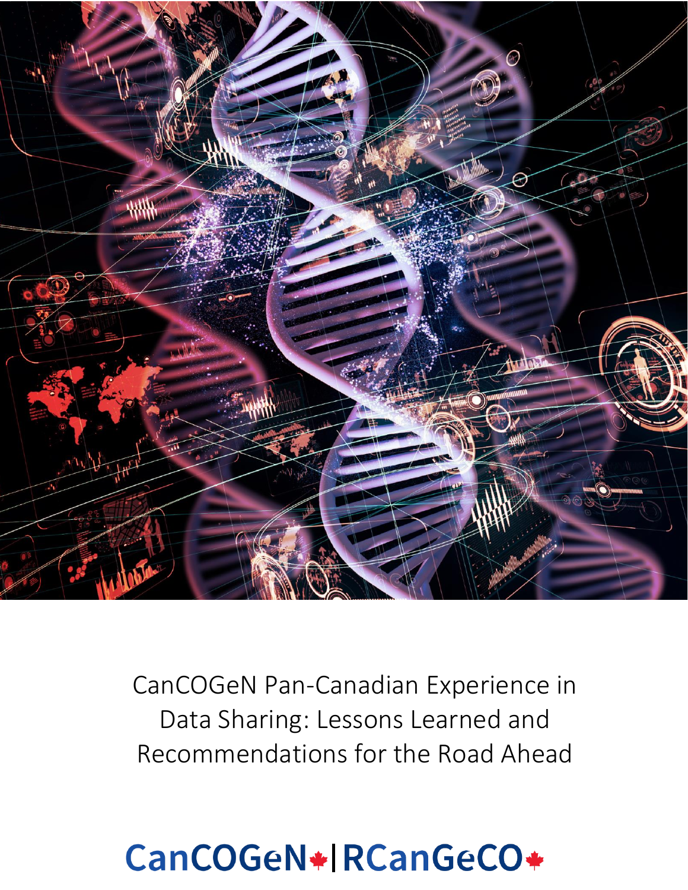# CanCOGeN Pan-Canadian Experience in Data Sharing: Lessons Learned and Recommendations for the Road Ahead

CanCOGeN | RCanGeCO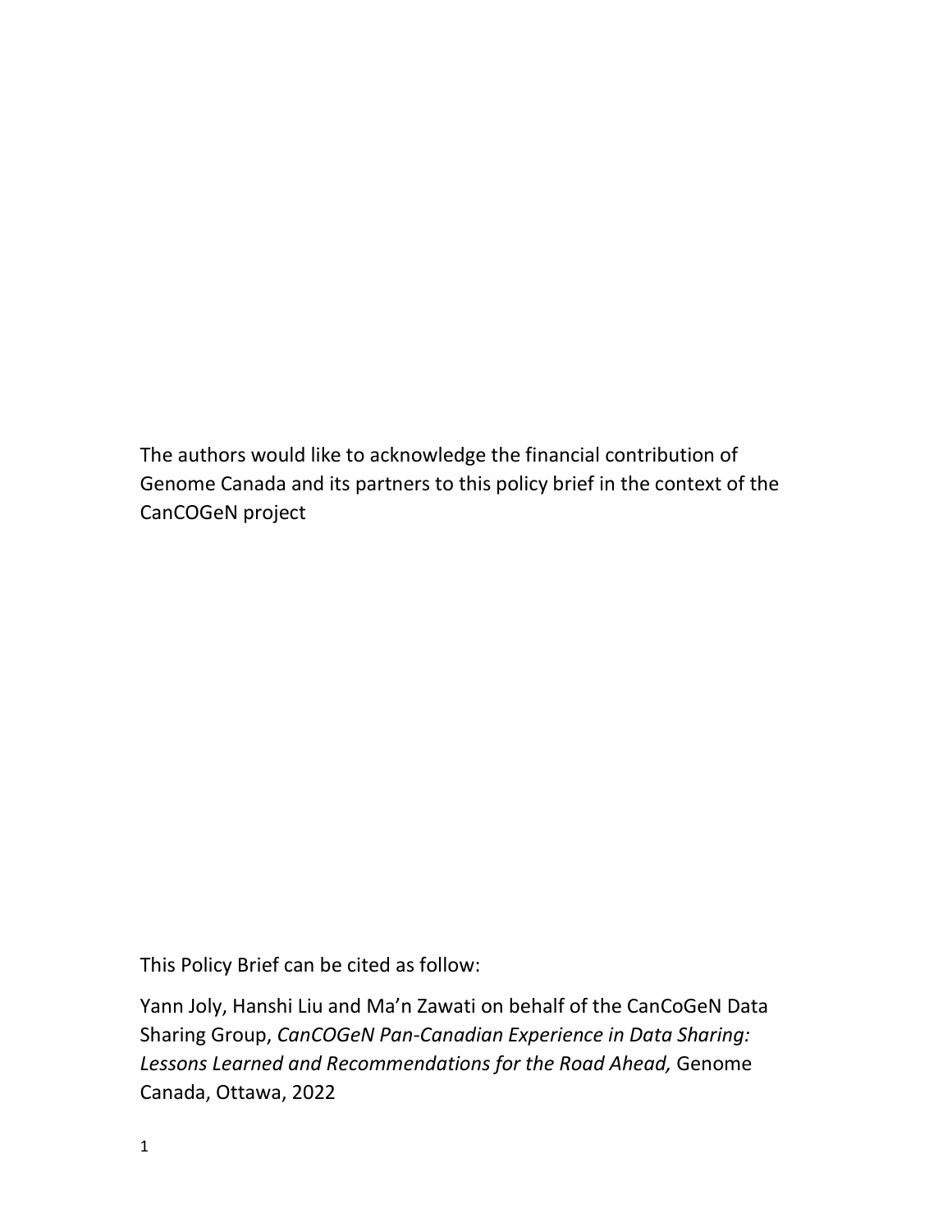The authors would like to acknowledge the financial contribution of Genome Canada and its partners to this policy brief in the context of the CanCOGeN project

This Policy Brief can be cited as follow:

Yann Joly, Hanshi Liu and Ma'n Zawati on behalf of the CanCoGeN Data Sharing Group, *CanCOGeN Pan-Canadian Experience in Data Sharing: Lessons Learned and Recommendations for the Road Ahead,* Genome Canada, Ottawa, 2022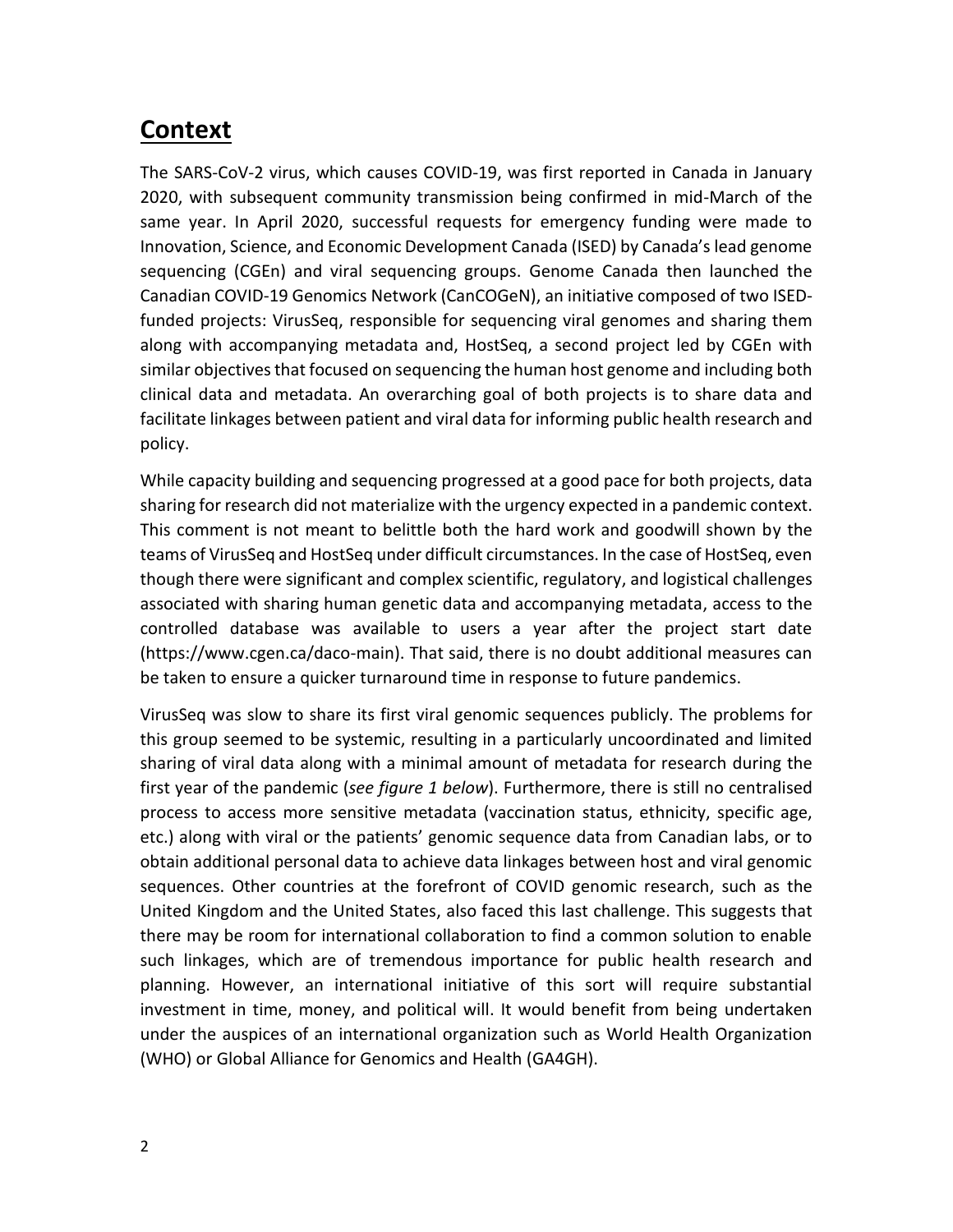## **Context**

The SARS-CoV-2 virus, which causes COVID-19, was first reported in Canada in January 2020, with subsequent community transmission being confirmed in mid-March of the same year. In April 2020, successful requests for emergency funding were made to Innovation, Science, and Economic Development Canada (ISED) by Canada's lead genome sequencing (CGEn) and viral sequencing groups. Genome Canada then launched the Canadian COVID-19 Genomics Network (CanCOGeN), an initiative composed of two ISED-funded projects: VirusSeq, responsible for sequencing viral genomes and sharing them along with accompanying metadata and, HostSeq, a second project led by CGEn with similar objectives that focused on sequencing the human host genome and including both clinical data and metadata. An overarching goal of both projects is to share data and facilitate linkages between patient and viral data for informing public health research and policy.

While capacity building and sequencing progressed at a good pace for both projects, data sharing for research did not materialize with the urgency expected in a pandemic context. This comment is not meant to belittle both the hard work and goodwill shown by the teams of VirusSeq and HostSeq under difficult circumstances. In the case of HostSeq, even though there were significant and complex scientific, regulatory, and logistical challenges associated with sharing human genetic data and accompanying metadata, access to the controlled database was available to users a year after the project start date (https://www.cgen.ca/daco-main). That said, there is no doubt additional measures can be taken to ensure a quicker turnaround time in response to future pandemics.

VirusSeq was slow to share its first viral genomic sequences publicly. The problems for this group seemed to be systemic, resulting in a particularly uncoordinated and limited sharing of viral data along with a minimal amount of metadata for research during the first year of the pandemic (*see figure 1 below*). Furthermore, there is still no centralised process to access more sensitive metadata (vaccination status, ethnicity, specific age, etc.) along with viral or the patients' genomic sequence data from Canadian labs, or to obtain additional personal data to achieve data linkages between host and viral genomic sequences. Other countries at the forefront of COVID genomic research, such as the United Kingdom and the United States, also faced this last challenge. This suggests that there may be room for international collaboration to find a common solution to enable such linkages, which are of tremendous importance for public health research and planning. However, an international initiative of this sort will require substantial investment in time, money, and political will. It would benefit from being undertaken under the auspices of an international organization such as World Health Organization (WHO) or Global Alliance for Genomics and Health (GA4GH).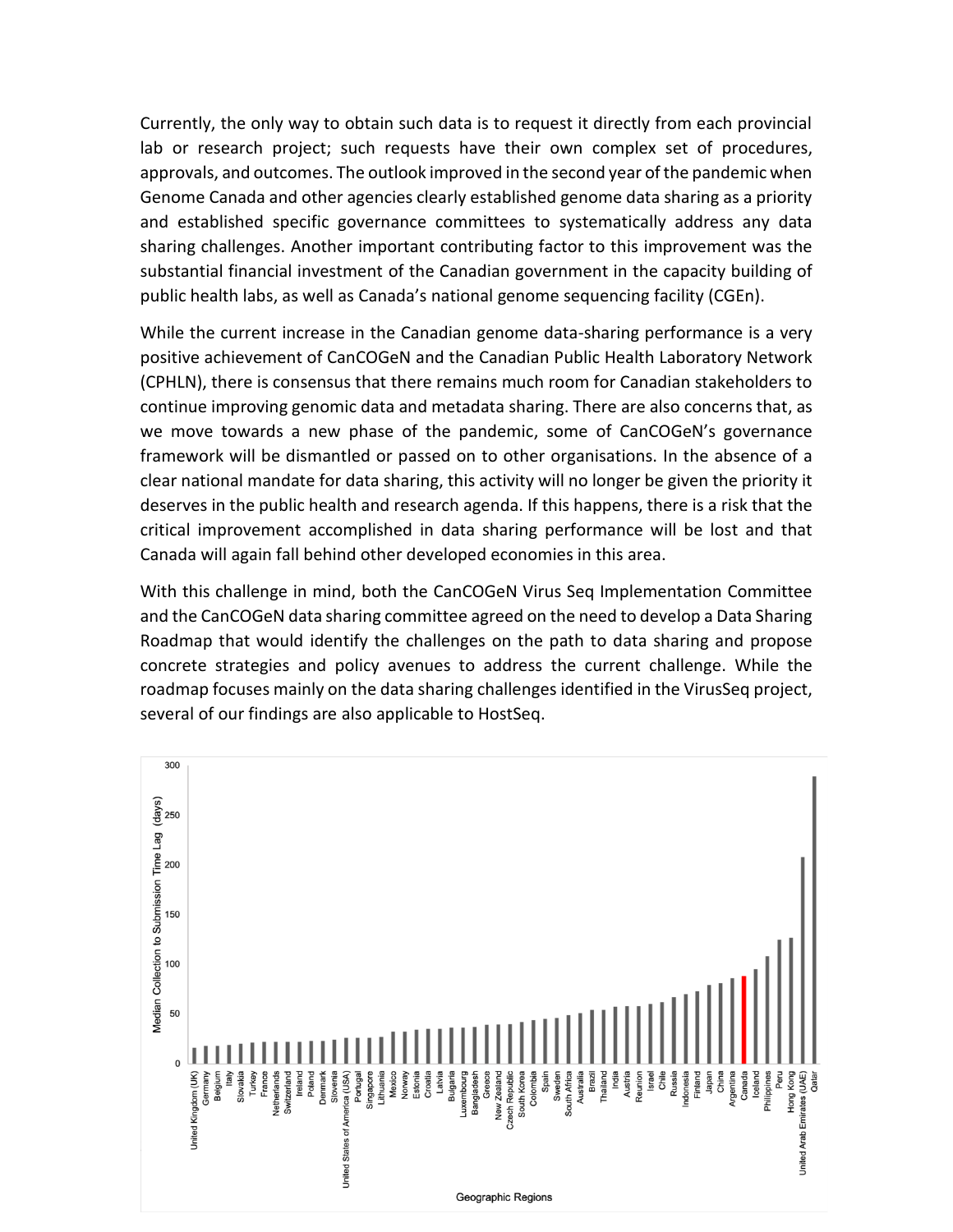Currently, the only way to obtain such data is to request it directly from each provincial lab or research project; such requests have their own complex set of procedures, approvals, and outcomes. The outlook improved in the second year of the pandemic when Genome Canada and other agencies clearly established genome data sharing as a priority and established specific governance committees to systematically address any data sharing challenges. Another important contributing factor to this improvement was the substantial financial investment of the Canadian government in the capacity building of public health labs, as well as Canada's national genome sequencing facility (CGEn).

While the current increase in the Canadian genome data-sharing performance is a very positive achievement of CanCOGeN and the Canadian Public Health Laboratory Network (CPHLN), there is consensus that there remains much room for Canadian stakeholders to continue improving genomic data and metadata sharing. There are also concerns that, as we move towards a new phase of the pandemic, some of CanCOGeN's governance framework will be dismantled or passed on to other organisations. In the absence of a clear national mandate for data sharing, this activity will no longer be given the priority it deserves in the public health and research agenda. If this happens, there is a risk that the critical improvement accomplished in data sharing performance will be lost and that Canada will again fall behind other developed economies in this area.

With this challenge in mind, both the CanCOGeN Virus Seq Implementation Committee and the CanCOGeN data sharing committee agreed on the need to develop a Data Sharing Roadmap that would identify the challenges on the path to data sharing and propose concrete strategies and policy avenues to address the current challenge. While the roadmap focuses mainly on the data sharing challenges identified in the VirusSeq project, several of our findings are also applicable to HostSeq.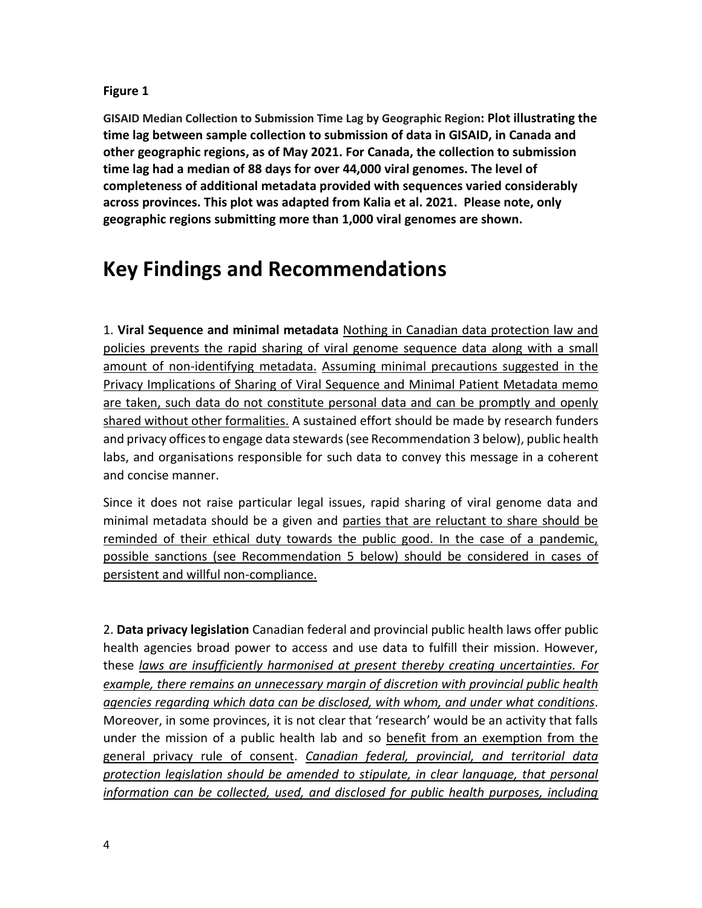**Figure 1**

**GISAID Median Collection to Submission Time Lag by Geographic Region: Plot illustrating the time lag between sample collection to submission of data in GISAID, in Canada and other geographic regions, as of May 2021. For Canada, the collection to submission time lag had a median of 88 days for over 44,000 viral genomes. The level of completeness of additional metadata provided with sequences varied considerably across provinces. This plot was adapted from Kalia et al. 2021. Please note, only geographic regions submitting more than 1,000 viral genomes are shown.**

# Key Findings and Recommendations

1. **Viral Sequence and minimal metadata** Nothing in Canadian data protection law and policies prevents the rapid sharing of viral genome sequence data along with a small amount of non-identifying metadata. Assuming minimal precautions suggested in the Privacy Implications of Sharing of Viral Sequence and Minimal Patient Metadata memo are taken, such data do not constitute personal data and can be promptly and openly shared without other formalities. A sustained effort should be made by research funders and privacy offices to engage data stewards (see Recommendation 3 below), public health labs, and organisations responsible for such data to convey this message in a coherent and concise manner.

Since it does not raise particular legal issues, rapid sharing of viral genome data and minimal metadata should be a given and parties that are reluctant to share should be reminded of their ethical duty towards the public good. In the case of a pandemic, possible sanctions (see Recommendation 5 below) should be considered in cases of persistent and willful non-compliance.

2. **Data privacy legislation** Canadian federal and provincial public health laws offer public health agencies broad power to access and use data to fulfill their mission. However, these *laws are insufficiently harmonised at present thereby creating uncertainties. For example, there remains an unnecessary margin of discretion with provincial public health agencies regarding which data can be disclosed, with whom, and under what conditions*. Moreover, in some provinces, it is not clear that 'research' would be an activity that falls under the mission of a public health lab and so benefit from an exemption from the general privacy rule of consent. *Canadian federal, provincial, and territorial data protection legislation should be amended to stipulate, in clear language, that personal information can be collected, used, and disclosed for public health purposes, including*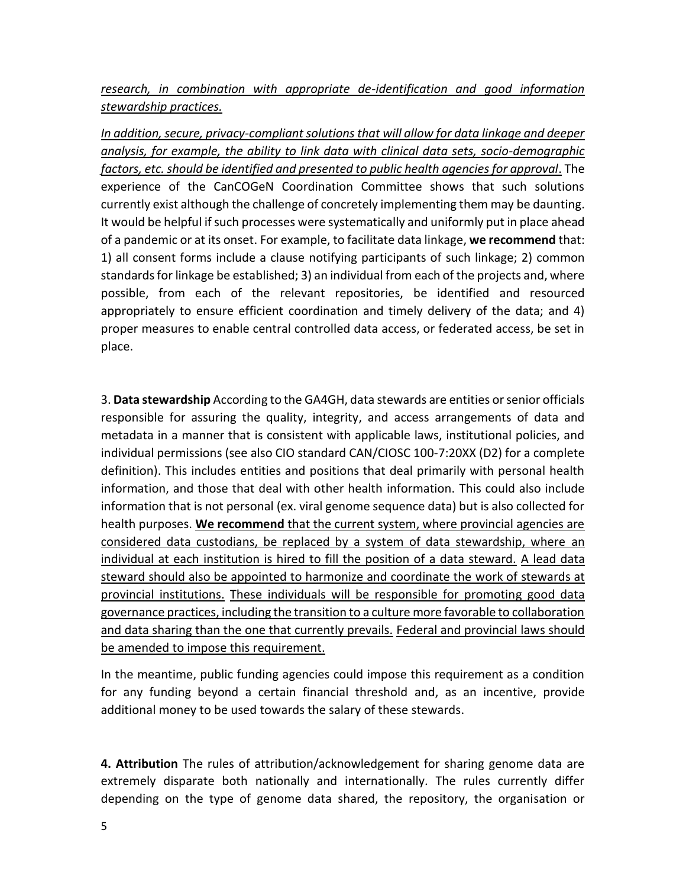*research, in combination with appropriate de-identification and good information stewardship practices.*

*In addition, secure, privacy-compliant solutions that will allow for data linkage and deeper analysis, for example, the ability to link data with clinical data sets, socio-demographic factors, etc. should be identified and presented to public health agencies for approval*. The experience of the CanCOGeN Coordination Committee shows that such solutions currently exist although the challenge of concretely implementing them may be daunting. It would be helpful if such processes were systematically and uniformly put in place ahead of a pandemic or at its onset. For example, to facilitate data linkage, **we recommend** that: 1) all consent forms include a clause notifying participants of such linkage; 2) common standards for linkage be established; 3) an individual from each of the projects and, where possible, from each of the relevant repositories, be identified and resourced appropriately to ensure efficient coordination and timely delivery of the data; and 4) proper measures to enable central controlled data access, or federated access, be set in place.

3. **Data stewardship** According to the GA4GH, data stewards are entities or senior officials responsible for assuring the quality, integrity, and access arrangements of data and metadata in a manner that is consistent with applicable laws, institutional policies, and individual permissions (see also CIO standard CAN/CIOSC 100-7:20XX (D2) for a complete definition). This includes entities and positions that deal primarily with personal health information, and those that deal with other health information. This could also include information that is not personal (ex. viral genome sequence data) but is also collected for health purposes. **We recommend** that the current system, where provincial agencies are considered data custodians, be replaced by a system of data stewardship, where an individual at each institution is hired to fill the position of a data steward. A lead data steward should also be appointed to harmonize and coordinate the work of stewards at provincial institutions. These individuals will be responsible for promoting good data governance practices, including the transition to a culture more favorable to collaboration and data sharing than the one that currently prevails. Federal and provincial laws should be amended to impose this requirement.

In the meantime, public funding agencies could impose this requirement as a condition for any funding beyond a certain financial threshold and, as an incentive, provide additional money to be used towards the salary of these stewards.

**4. Attribution** The rules of attribution/acknowledgement for sharing genome data are extremely disparate both nationally and internationally. The rules currently differ depending on the type of genome data shared, the repository, the organisation or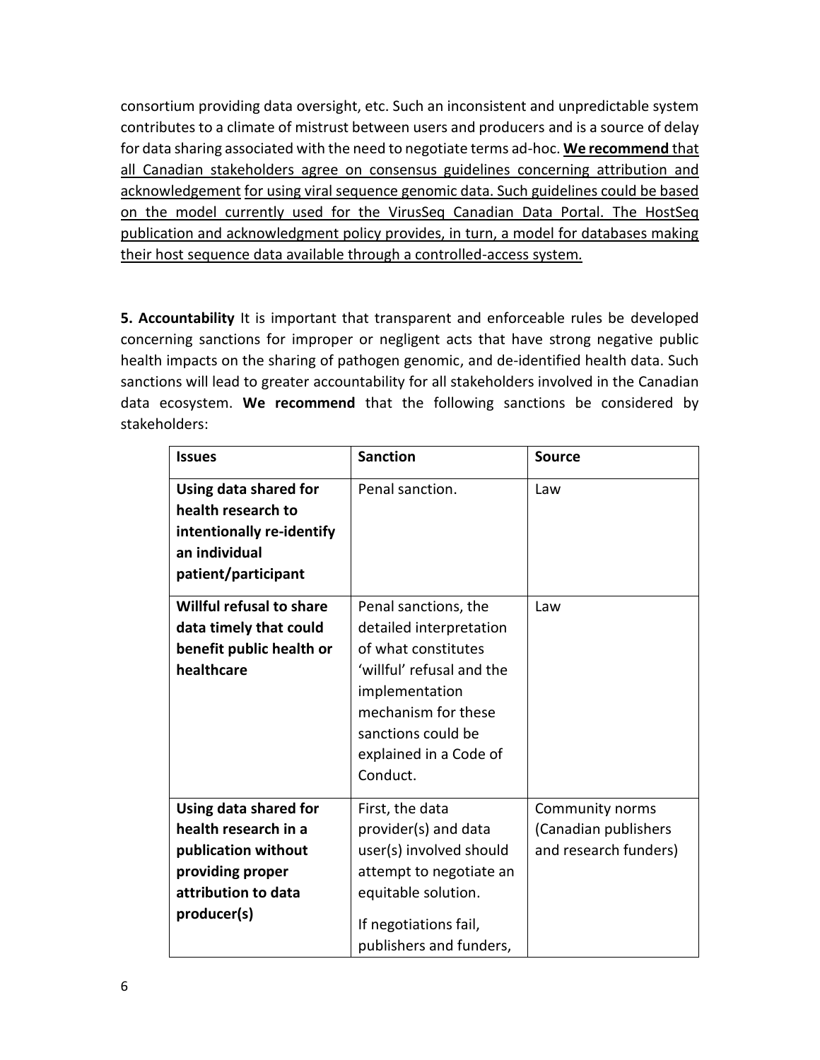consortium providing data oversight, etc. Such an inconsistent and unpredictable system contributes to a climate of mistrust between users and producers and is a source of delay for data sharing associated with the need to negotiate terms ad-hoc. **We recommend** that all Canadian stakeholders agree on consensus guidelines concerning attribution and acknowledgement for using viral sequence genomic data. Such guidelines could be based on the model currently used for the VirusSeq Canadian Data Portal. The HostSeq publication and acknowledgment policy provides, in turn, a model for databases making their host sequence data available through a controlled-access system.

**5. Accountability** It is important that transparent and enforceable rules be developed concerning sanctions for improper or negligent acts that have strong negative public health impacts on the sharing of pathogen genomic, and de-identified health data. Such sanctions will lead to greater accountability for all stakeholders involved in the Canadian data ecosystem. **We recommend** that the following sanctions be considered by stakeholders:

| Issues | Sanction | Source |
|---|---|---|
| **Using data shared for health research to intentionally re-identify an individual patient/participant** | Penal sanction. | Law |
| **Willful refusal to share data timely that could benefit public health or healthcare** | Penal sanctions, the detailed interpretation of what constitutes 'willful' refusal and the implementation mechanism for these sanctions could be explained in a Code of Conduct. | Law |
| **Using data shared for health research in a publication without providing proper attribution to data producer(s)** | First, the data provider(s) and data user(s) involved should attempt to negotiate an equitable solution. If negotiations fail, publishers and funders, | Community norms (Canadian publishers and research funders) |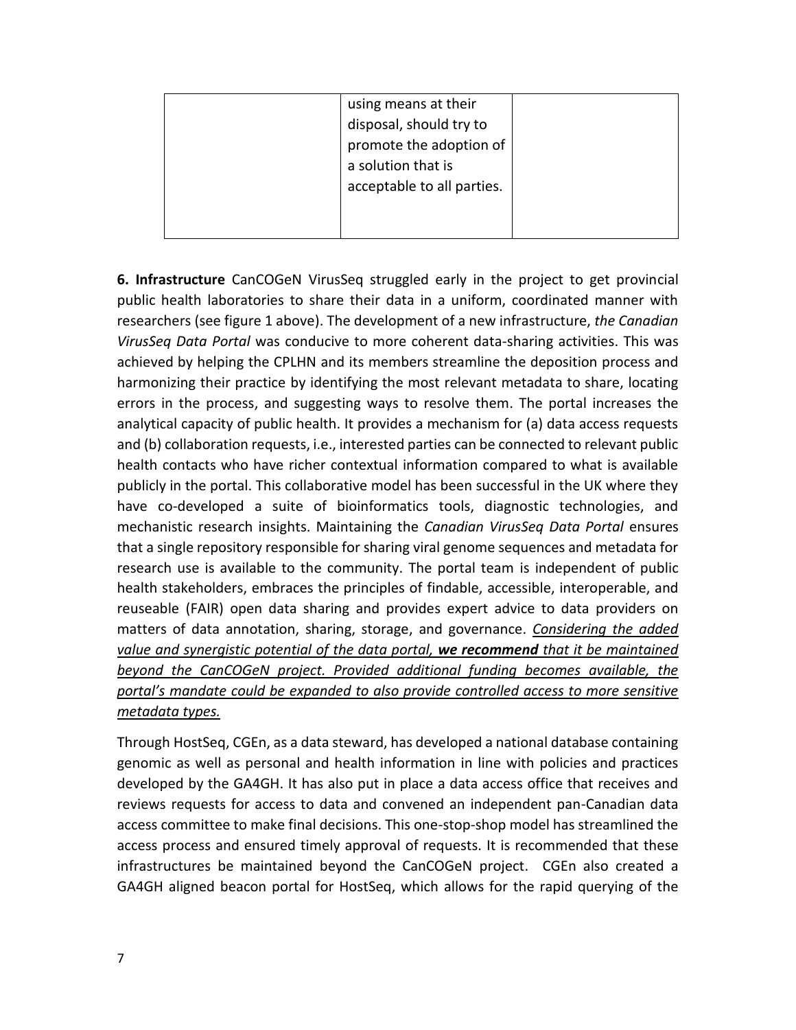| | using means at their disposal, should try to promote the adoption of a solution that is acceptable to all parties. | |
|---|---|---|

**6. Infrastructure** CanCOGeN VirusSeq struggled early in the project to get provincial public health laboratories to share their data in a uniform, coordinated manner with researchers (see figure 1 above). The development of a new infrastructure, *the Canadian VirusSeq Data Portal* was conducive to more coherent data-sharing activities. This was achieved by helping the CPLHN and its members streamline the deposition process and harmonizing their practice by identifying the most relevant metadata to share, locating errors in the process, and suggesting ways to resolve them. The portal increases the analytical capacity of public health. It provides a mechanism for (a) data access requests and (b) collaboration requests, i.e., interested parties can be connected to relevant public health contacts who have richer contextual information compared to what is available publicly in the portal. This collaborative model has been successful in the UK where they have co-developed a suite of bioinformatics tools, diagnostic technologies, and mechanistic research insights. Maintaining the *Canadian VirusSeq Data Portal* ensures that a single repository responsible for sharing viral genome sequences and metadata for research use is available to the community. The portal team is independent of public health stakeholders, embraces the principles of findable, accessible, interoperable, and reuseable (FAIR) open data sharing and provides expert advice to data providers on matters of data annotation, sharing, storage, and governance. *Considering the added value and synergistic potential of the data portal,* ***we recommend*** *that it be maintained beyond the CanCOGeN project. Provided additional funding becomes available, the portal's mandate could be expanded to also provide controlled access to more sensitive metadata types.*

Through HostSeq, CGEn, as a data steward, has developed a national database containing genomic as well as personal and health information in line with policies and practices developed by the GA4GH. It has also put in place a data access office that receives and reviews requests for access to data and convened an independent pan-Canadian data access committee to make final decisions. This one-stop-shop model has streamlined the access process and ensured timely approval of requests. It is recommended that these infrastructures be maintained beyond the CanCOGeN project. CGEn also created a GA4GH aligned beacon portal for HostSeq, which allows for the rapid querying of the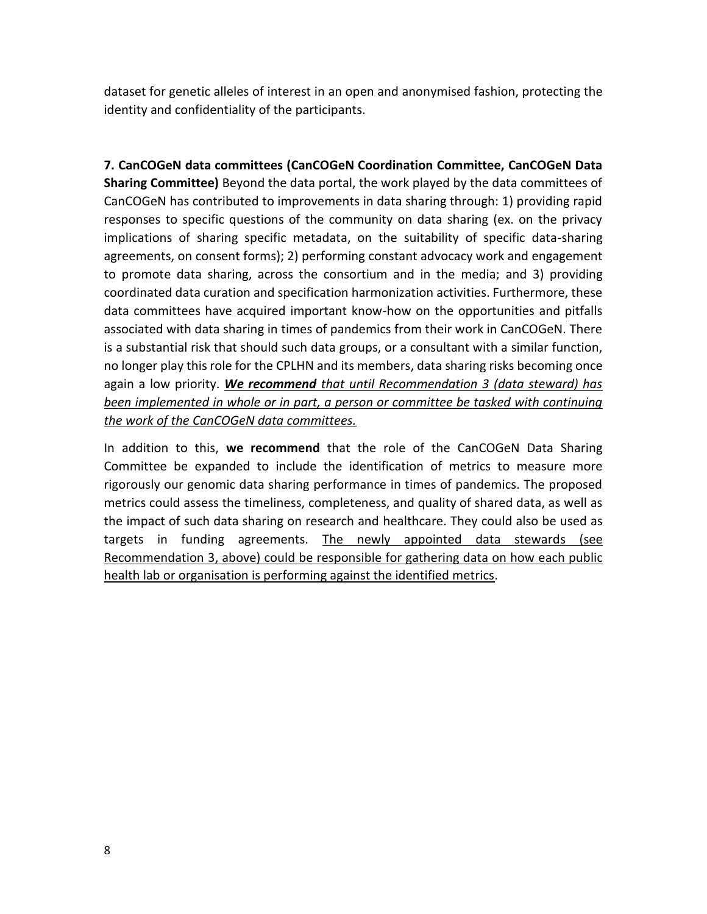dataset for genetic alleles of interest in an open and anonymised fashion, protecting the identity and confidentiality of the participants.

**7. CanCOGeN data committees (CanCOGeN Coordination Committee, CanCOGeN Data Sharing Committee)** Beyond the data portal, the work played by the data committees of CanCOGeN has contributed to improvements in data sharing through: 1) providing rapid responses to specific questions of the community on data sharing (ex. on the privacy implications of sharing specific metadata, on the suitability of specific data-sharing agreements, on consent forms); 2) performing constant advocacy work and engagement to promote data sharing, across the consortium and in the media; and 3) providing coordinated data curation and specification harmonization activities. Furthermore, these data committees have acquired important know-how on the opportunities and pitfalls associated with data sharing in times of pandemics from their work in CanCOGeN. There is a substantial risk that should such data groups, or a consultant with a similar function, no longer play this role for the CPLHN and its members, data sharing risks becoming once again a low priority. ***We recommend*** *that until Recommendation 3 (data steward) has been implemented in whole or in part, a person or committee be tasked with continuing the work of the CanCOGeN data committees.*

In addition to this, **we recommend** that the role of the CanCOGeN Data Sharing Committee be expanded to include the identification of metrics to measure more rigorously our genomic data sharing performance in times of pandemics. The proposed metrics could assess the timeliness, completeness, and quality of shared data, as well as the impact of such data sharing on research and healthcare. They could also be used as targets in funding agreements. The newly appointed data stewards (see Recommendation 3, above) could be responsible for gathering data on how each public health lab or organisation is performing against the identified metrics.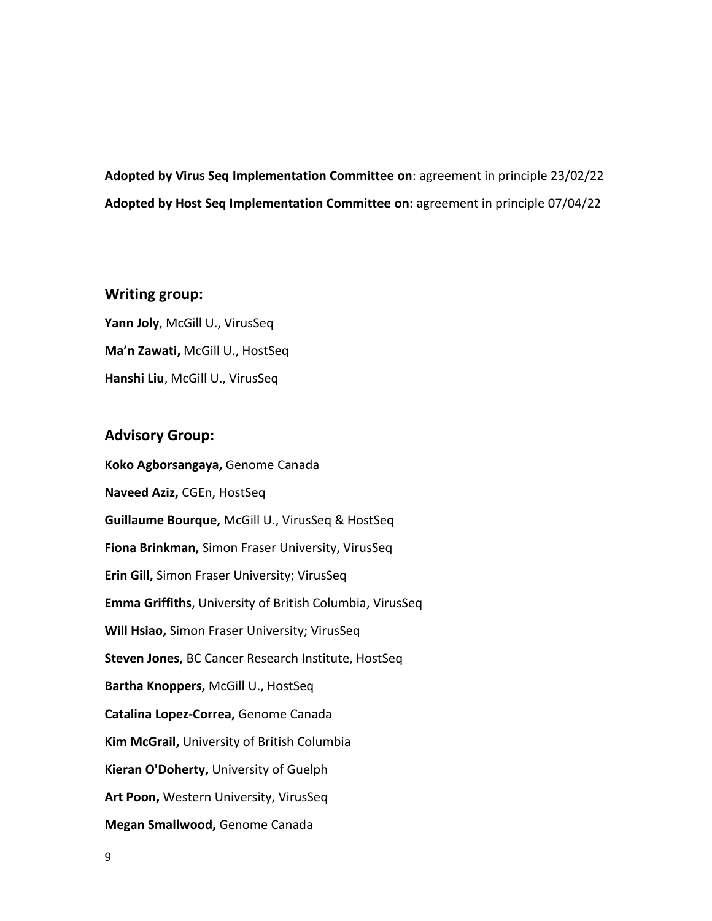**Adopted by Virus Seq Implementation Committee on**: agreement in principle 23/02/22

**Adopted by Host Seq Implementation Committee on:** agreement in principle 07/04/22

## Writing group:

**Yann Joly**, McGill U., VirusSeq

**Ma'n Zawati,** McGill U., HostSeq

**Hanshi Liu**, McGill U., VirusSeq

## Advisory Group:

**Koko Agborsangaya,** Genome Canada

**Naveed Aziz,** CGEn, HostSeq

**Guillaume Bourque,** McGill U., VirusSeq & HostSeq

**Fiona Brinkman,** Simon Fraser University, VirusSeq

**Erin Gill,** Simon Fraser University; VirusSeq

**Emma Griffiths**, University of British Columbia, VirusSeq

**Will Hsiao,** Simon Fraser University; VirusSeq

**Steven Jones,** BC Cancer Research Institute, HostSeq

**Bartha Knoppers,** McGill U., HostSeq

**Catalina Lopez-Correa,** Genome Canada

**Kim McGrail,** University of British Columbia

**Kieran O'Doherty,** University of Guelph

**Art Poon,** Western University, VirusSeq

**Megan Smallwood,** Genome Canada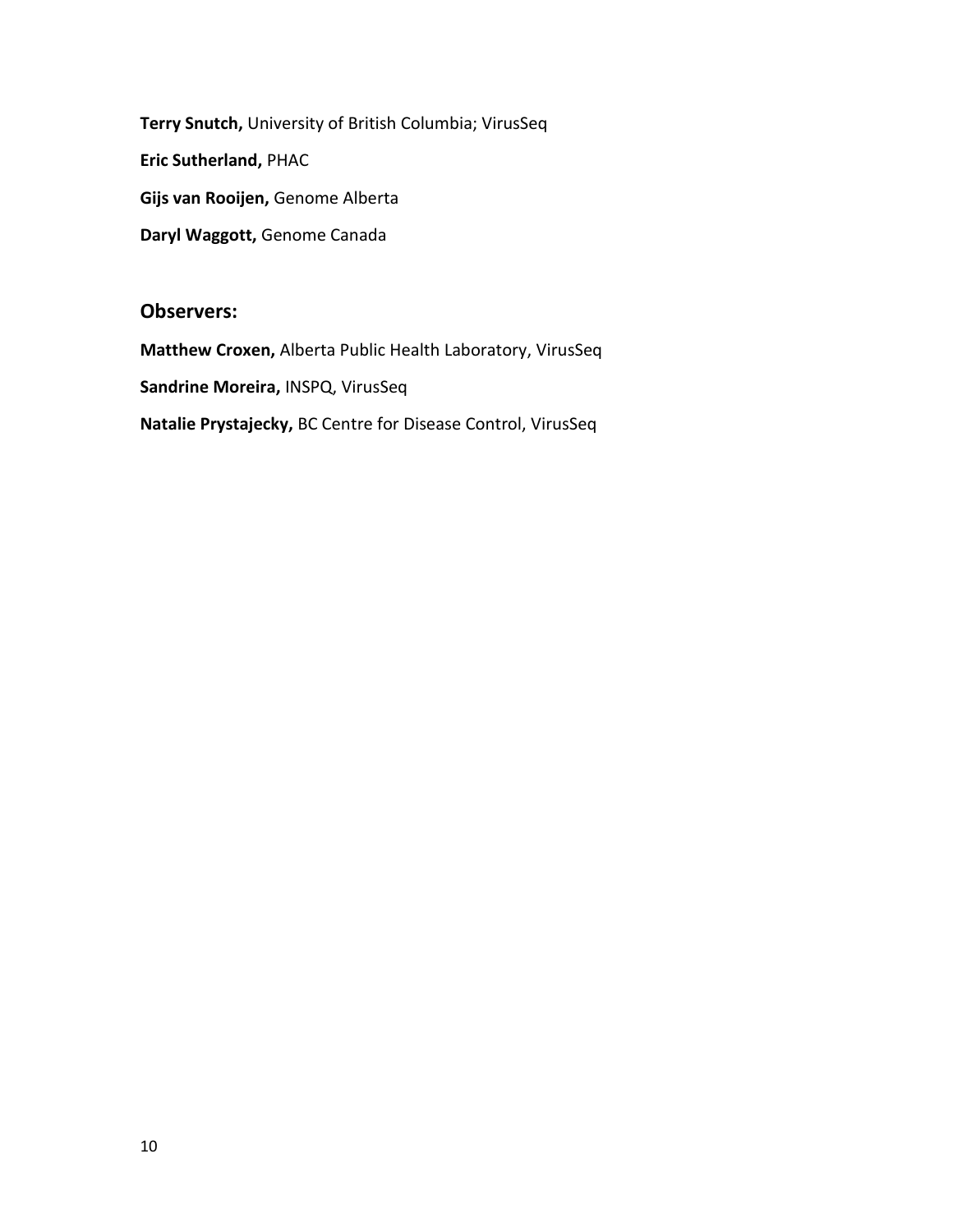**Terry Snutch,** University of British Columbia; VirusSeq

**Eric Sutherland,** PHAC

**Gijs van Rooijen,** Genome Alberta

**Daryl Waggott,** Genome Canada

## Observers:

**Matthew Croxen,** Alberta Public Health Laboratory, VirusSeq

**Sandrine Moreira,** INSPQ, VirusSeq

**Natalie Prystajecky,** BC Centre for Disease Control, VirusSeq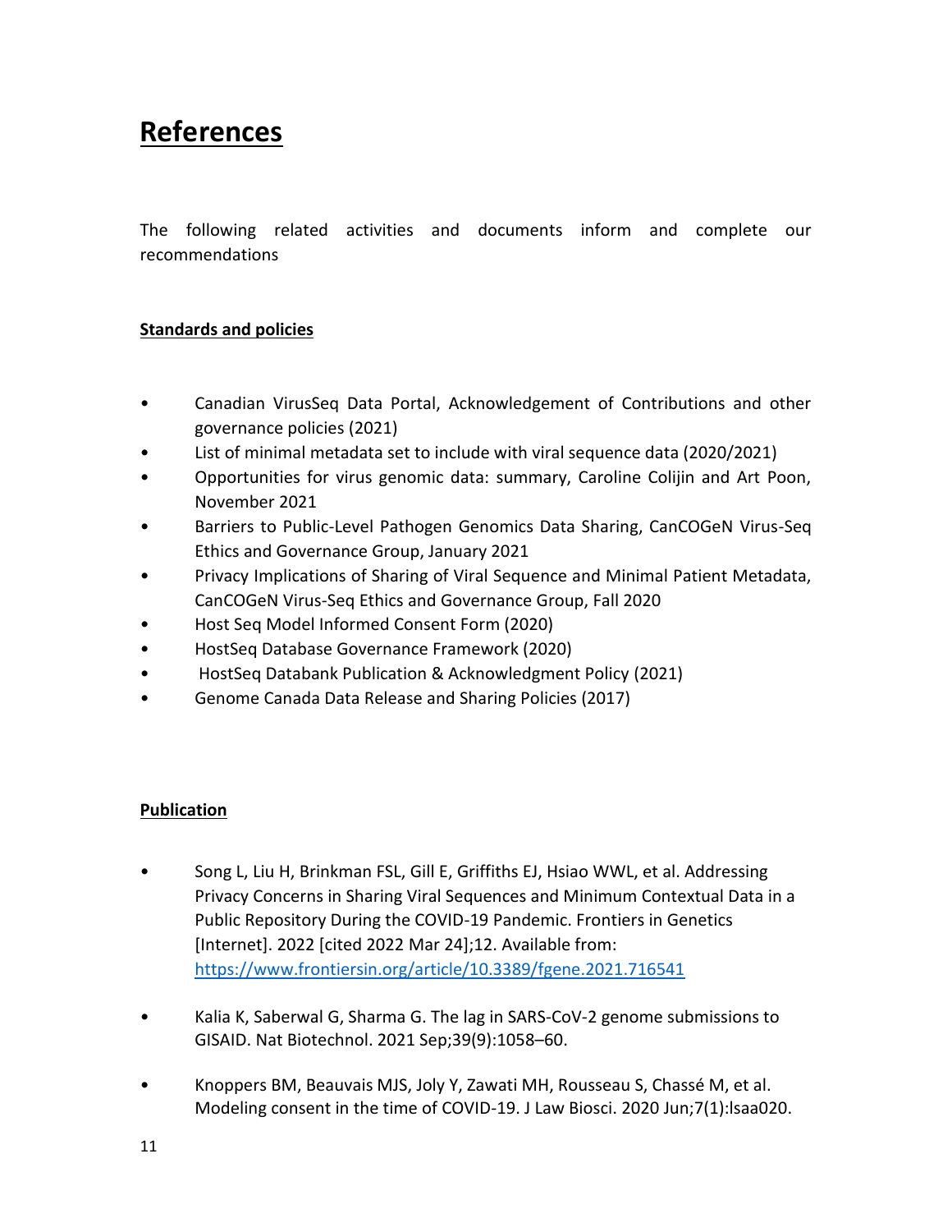# References

The following related activities and documents inform and complete our recommendations

**Standards and policies**

- Canadian VirusSeq Data Portal, Acknowledgement of Contributions and other governance policies (2021)
- List of minimal metadata set to include with viral sequence data (2020/2021)
- Opportunities for virus genomic data: summary, Caroline Colijin and Art Poon, November 2021
- Barriers to Public-Level Pathogen Genomics Data Sharing, CanCOGeN Virus-Seq Ethics and Governance Group, January 2021
- Privacy Implications of Sharing of Viral Sequence and Minimal Patient Metadata, CanCOGeN Virus-Seq Ethics and Governance Group, Fall 2020
- Host Seq Model Informed Consent Form (2020)
- HostSeq Database Governance Framework (2020)
- HostSeq Databank Publication & Acknowledgment Policy (2021)
- Genome Canada Data Release and Sharing Policies (2017)

**Publication**

- Song L, Liu H, Brinkman FSL, Gill E, Griffiths EJ, Hsiao WWL, et al. Addressing Privacy Concerns in Sharing Viral Sequences and Minimum Contextual Data in a Public Repository During the COVID-19 Pandemic. Frontiers in Genetics [Internet]. 2022 [cited 2022 Mar 24];12. Available from: https://www.frontiersin.org/article/10.3389/fgene.2021.716541

- Kalia K, Saberwal G, Sharma G. The lag in SARS-CoV-2 genome submissions to GISAID. Nat Biotechnol. 2021 Sep;39(9):1058–60.

- Knoppers BM, Beauvais MJS, Joly Y, Zawati MH, Rousseau S, Chassé M, et al. Modeling consent in the time of COVID-19. J Law Biosci. 2020 Jun;7(1):lsaa020.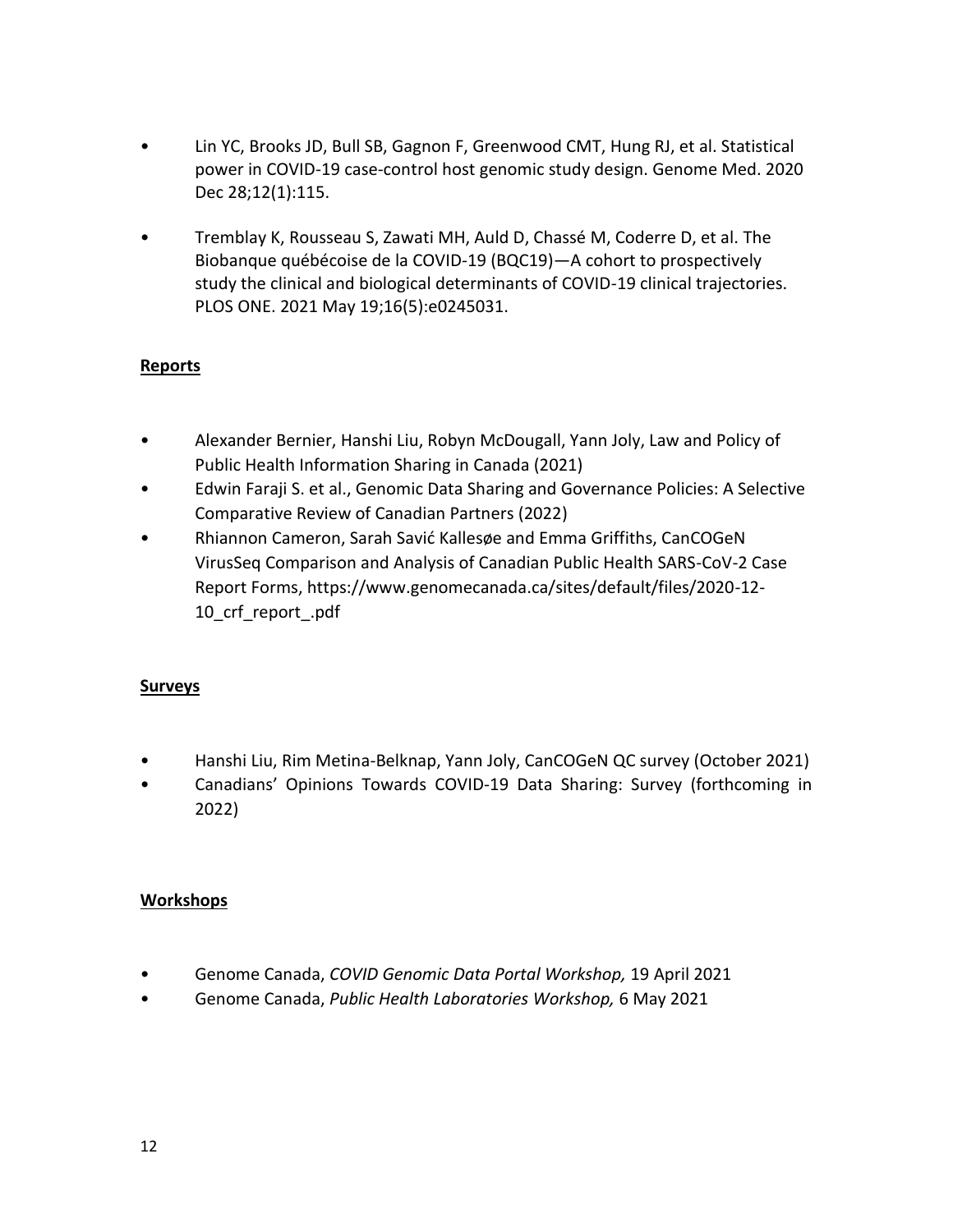- Lin YC, Brooks JD, Bull SB, Gagnon F, Greenwood CMT, Hung RJ, et al. Statistical power in COVID-19 case-control host genomic study design. Genome Med. 2020 Dec 28;12(1):115.
- Tremblay K, Rousseau S, Zawati MH, Auld D, Chassé M, Coderre D, et al. The Biobanque québécoise de la COVID-19 (BQC19)—A cohort to prospectively study the clinical and biological determinants of COVID-19 clinical trajectories. PLOS ONE. 2021 May 19;16(5):e0245031.

**Reports**

- Alexander Bernier, Hanshi Liu, Robyn McDougall, Yann Joly, Law and Policy of Public Health Information Sharing in Canada (2021)
- Edwin Faraji S. et al., Genomic Data Sharing and Governance Policies: A Selective Comparative Review of Canadian Partners (2022)
- Rhiannon Cameron, Sarah Savić Kallesøe and Emma Griffiths, CanCOGeN VirusSeq Comparison and Analysis of Canadian Public Health SARS-CoV-2 Case Report Forms, https://www.genomecanada.ca/sites/default/files/2020-12-10_crf_report_.pdf

**Surveys**

- Hanshi Liu, Rim Metina-Belknap, Yann Joly, CanCOGeN QC survey (October 2021)
- Canadians' Opinions Towards COVID-19 Data Sharing: Survey (forthcoming in 2022)

**Workshops**

- Genome Canada, *COVID Genomic Data Portal Workshop,* 19 April 2021
- Genome Canada, *Public Health Laboratories Workshop,* 6 May 2021